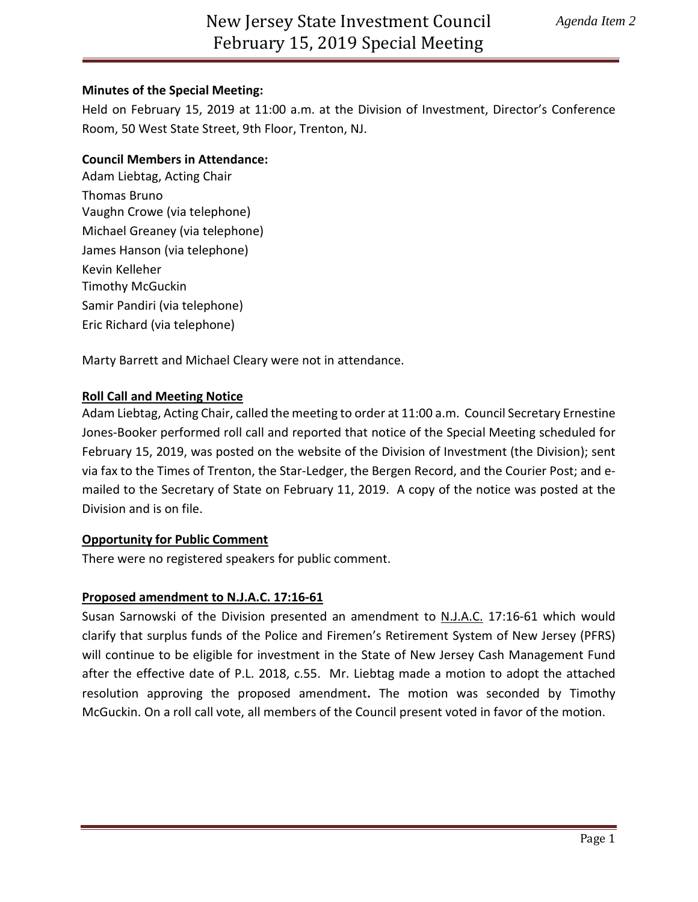# New Jersey State Investment Council
# February 15, 2019 Special Meeting

*Agenda Item 2*

**Minutes of the Special Meeting:**

Held on February 15, 2019 at 11:00 a.m. at the Division of Investment, Director's Conference Room, 50 West State Street, 9th Floor, Trenton, NJ.

**Council Members in Attendance:**

Adam Liebtag, Acting Chair
Thomas Bruno
Vaughn Crowe (via telephone)
Michael Greaney (via telephone)
James Hanson (via telephone)
Kevin Kelleher
Timothy McGuckin
Samir Pandiri (via telephone)
Eric Richard (via telephone)

Marty Barrett and Michael Cleary were not in attendance.

**Roll Call and Meeting Notice**

Adam Liebtag, Acting Chair, called the meeting to order at 11:00 a.m. Council Secretary Ernestine Jones-Booker performed roll call and reported that notice of the Special Meeting scheduled for February 15, 2019, was posted on the website of the Division of Investment (the Division); sent via fax to the Times of Trenton, the Star-Ledger, the Bergen Record, and the Courier Post; and e-mailed to the Secretary of State on February 11, 2019. A copy of the notice was posted at the Division and is on file.

**Opportunity for Public Comment**

There were no registered speakers for public comment.

**Proposed amendment to N.J.A.C. 17:16-61**

Susan Sarnowski of the Division presented an amendment to N.J.A.C. 17:16-61 which would clarify that surplus funds of the Police and Firemen's Retirement System of New Jersey (PFRS) will continue to be eligible for investment in the State of New Jersey Cash Management Fund after the effective date of P.L. 2018, c.55. Mr. Liebtag made a motion to adopt the attached resolution approving the proposed amendment**.** The motion was seconded by Timothy McGuckin. On a roll call vote, all members of the Council present voted in favor of the motion.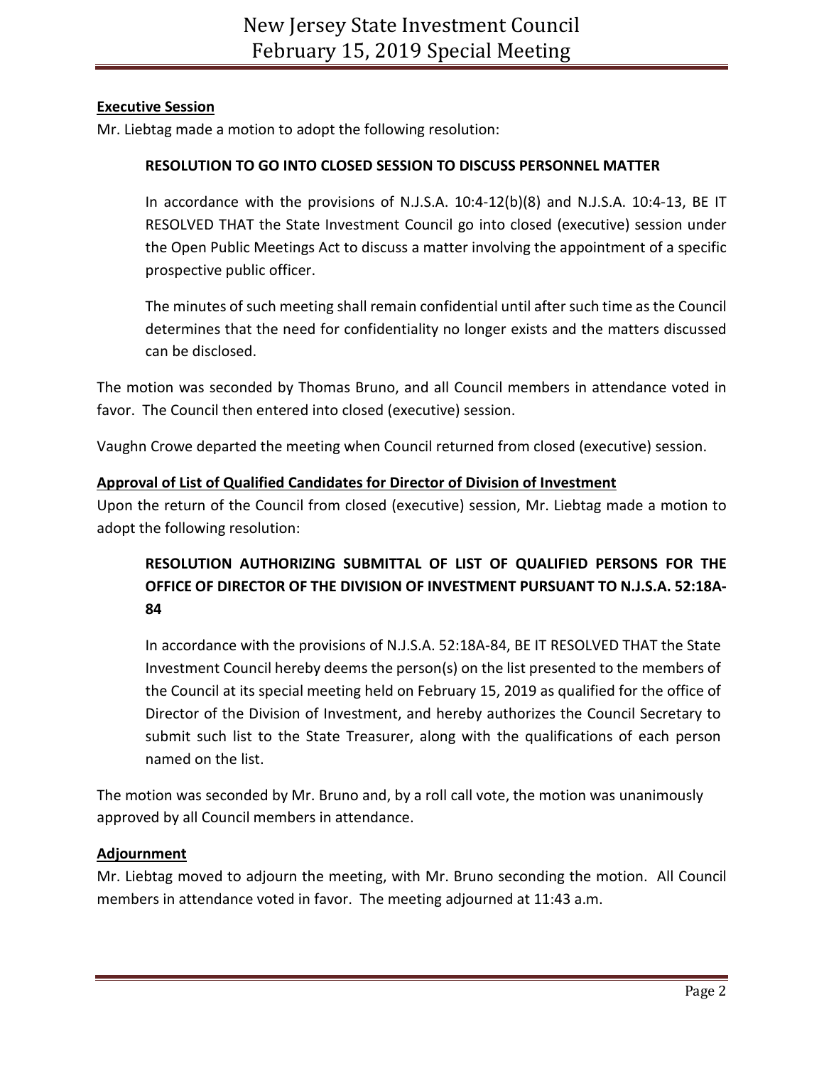**Executive Session**

Mr. Liebtag made a motion to adopt the following resolution:

> **RESOLUTION TO GO INTO CLOSED SESSION TO DISCUSS PERSONNEL MATTER**
>
> In accordance with the provisions of N.J.S.A. 10:4-12(b)(8) and N.J.S.A. 10:4-13, BE IT RESOLVED THAT the State Investment Council go into closed (executive) session under the Open Public Meetings Act to discuss a matter involving the appointment of a specific prospective public officer.
>
> The minutes of such meeting shall remain confidential until after such time as the Council determines that the need for confidentiality no longer exists and the matters discussed can be disclosed.

The motion was seconded by Thomas Bruno, and all Council members in attendance voted in favor. The Council then entered into closed (executive) session.

Vaughn Crowe departed the meeting when Council returned from closed (executive) session.

**Approval of List of Qualified Candidates for Director of Division of Investment**

Upon the return of the Council from closed (executive) session, Mr. Liebtag made a motion to adopt the following resolution:

> **RESOLUTION AUTHORIZING SUBMITTAL OF LIST OF QUALIFIED PERSONS FOR THE OFFICE OF DIRECTOR OF THE DIVISION OF INVESTMENT PURSUANT TO N.J.S.A. 52:18A-84**
>
> In accordance with the provisions of N.J.S.A. 52:18A-84, BE IT RESOLVED THAT the State Investment Council hereby deems the person(s) on the list presented to the members of the Council at its special meeting held on February 15, 2019 as qualified for the office of Director of the Division of Investment, and hereby authorizes the Council Secretary to submit such list to the State Treasurer, along with the qualifications of each person named on the list.

The motion was seconded by Mr. Bruno and, by a roll call vote, the motion was unanimously approved by all Council members in attendance.

**Adjournment**

Mr. Liebtag moved to adjourn the meeting, with Mr. Bruno seconding the motion. All Council members in attendance voted in favor. The meeting adjourned at 11:43 a.m.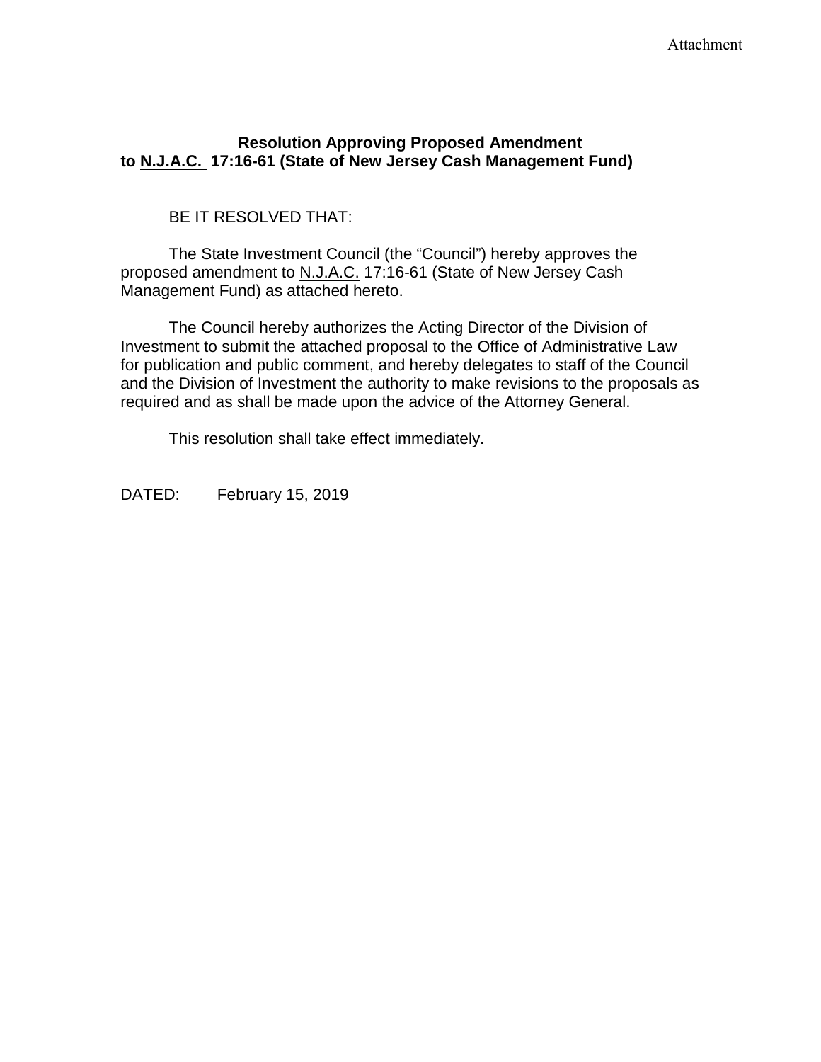Attachment

**Resolution Approving Proposed Amendment to N.J.A.C. 17:16-61 (State of New Jersey Cash Management Fund)**

BE IT RESOLVED THAT:

The State Investment Council (the "Council") hereby approves the proposed amendment to N.J.A.C. 17:16-61 (State of New Jersey Cash Management Fund) as attached hereto.

The Council hereby authorizes the Acting Director of the Division of Investment to submit the attached proposal to the Office of Administrative Law for publication and public comment, and hereby delegates to staff of the Council and the Division of Investment the authority to make revisions to the proposals as required and as shall be made upon the advice of the Attorney General.

This resolution shall take effect immediately.

DATED: February 15, 2019